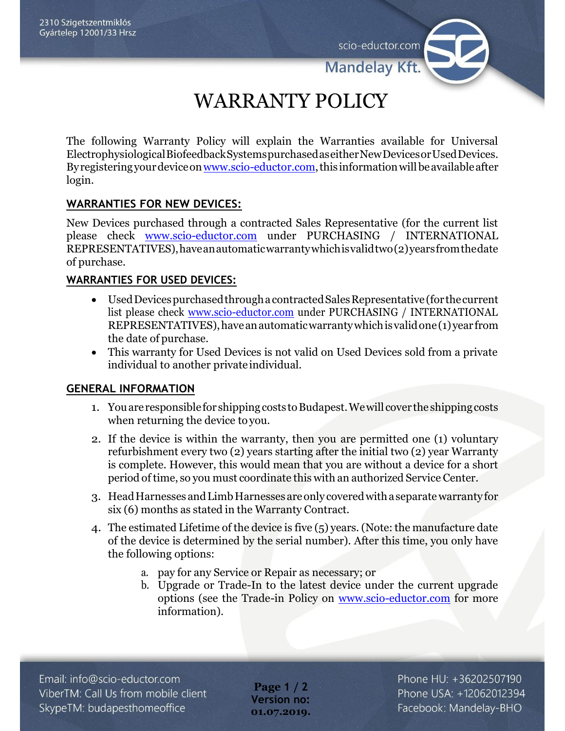# WARRANTY POLICY

The following Warranty Policy will explain the Warranties available for Universal Electrophysiological Biofeedback Systems purchased as either New Devices or Used Devices. By registering your device on www.scio-eductor.com, this information will be available after login.

## WARRANTIES FOR NEW DEVICES:

New Devices purchased through a contracted Sales Representative (for the current list please check www.scio-eductor.com under PURCHASING / INTERNATIONAL REPRESENTATIVES), have an automatic warranty which is valid two (2) years from the date of purchase.

## WARRANTIES FOR USED DEVICES:

- Used Devices purchased through a contracted Sales Representative (for the current list please check www.scio-eductor.com under PURCHASING / INTERNATIONAL REPRESENTATIVES), have an automatic warranty which is valid one (1) year from the date of purchase.
- This warranty for Used Devices is not valid on Used Devices sold from a private individual to another private individual.

## GENERAL INFORMATION

1. You are responsible for shipping costs to Budapest. We will cover the shipping costs when returning the device to you.
2. If the device is within the warranty, then you are permitted one (1) voluntary refurbishment every two (2) years starting after the initial two (2) year Warranty is complete. However, this would mean that you are without a device for a short period of time, so you must coordinate this with an authorized Service Center.
3. Head Harnesses and Limb Harnesses are only covered with a separate warranty for six (6) months as stated in the Warranty Contract.
4. The estimated Lifetime of the device is five (5) years. (Note: the manufacture date of the device is determined by the serial number). After this time, you only have the following options:
    a. pay for any Service or Repair as necessary; or
    b. Upgrade or Trade-In to the latest device under the current upgrade options (see the Trade-in Policy on www.scio-eductor.com for more information).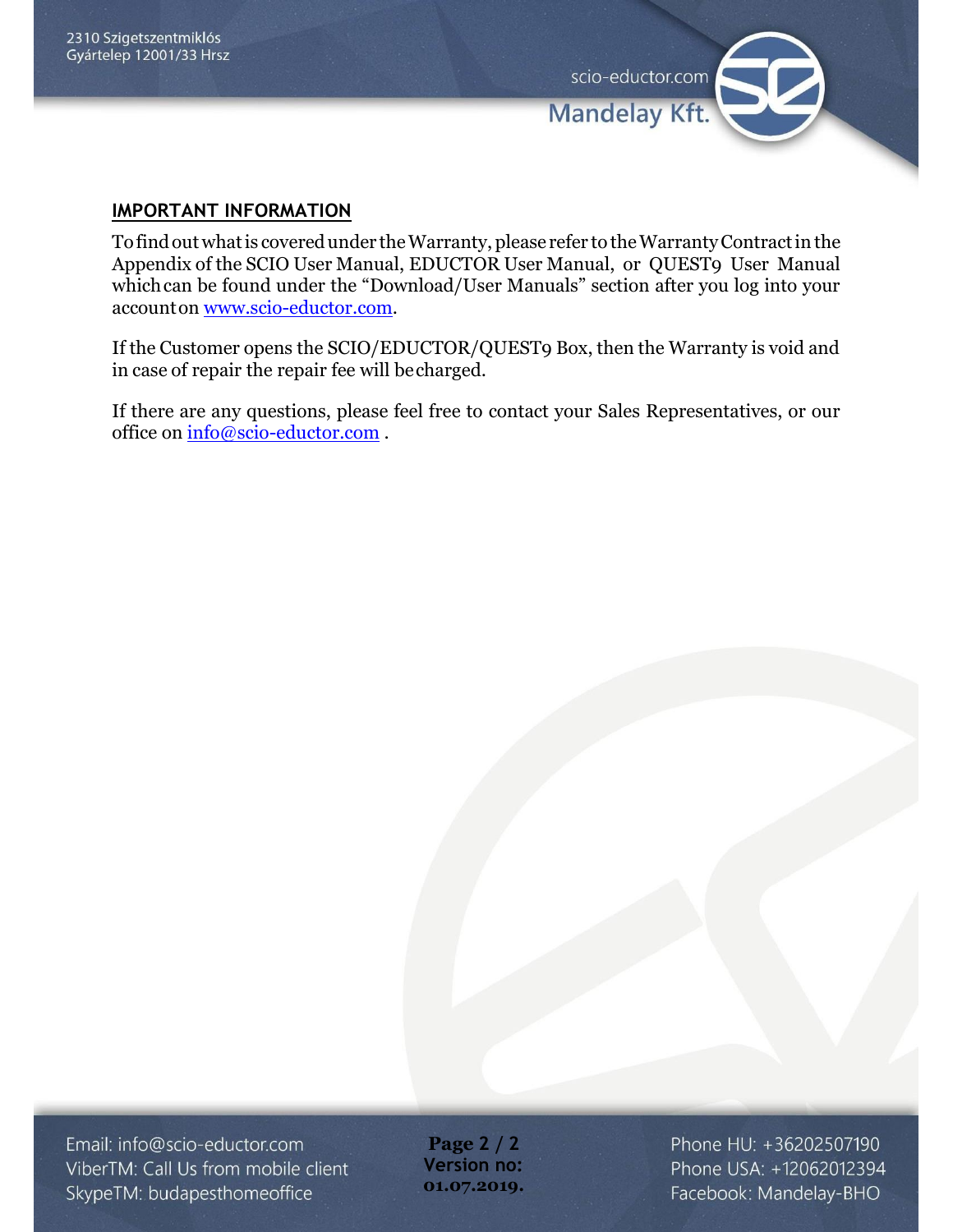## IMPORTANT INFORMATION

To find out what is covered under the Warranty, please refer to the Warranty Contract in the Appendix of the SCIO User Manual, EDUCTOR User Manual, or QUEST9 User Manual which can be found under the "Download/User Manuals" section after you log into your account on www.scio-eductor.com.

If the Customer opens the SCIO/EDUCTOR/QUEST9 Box, then the Warranty is void and in case of repair the repair fee will be charged.

If there are any questions, please feel free to contact your Sales Representatives, or our office on info@scio-eductor.com .